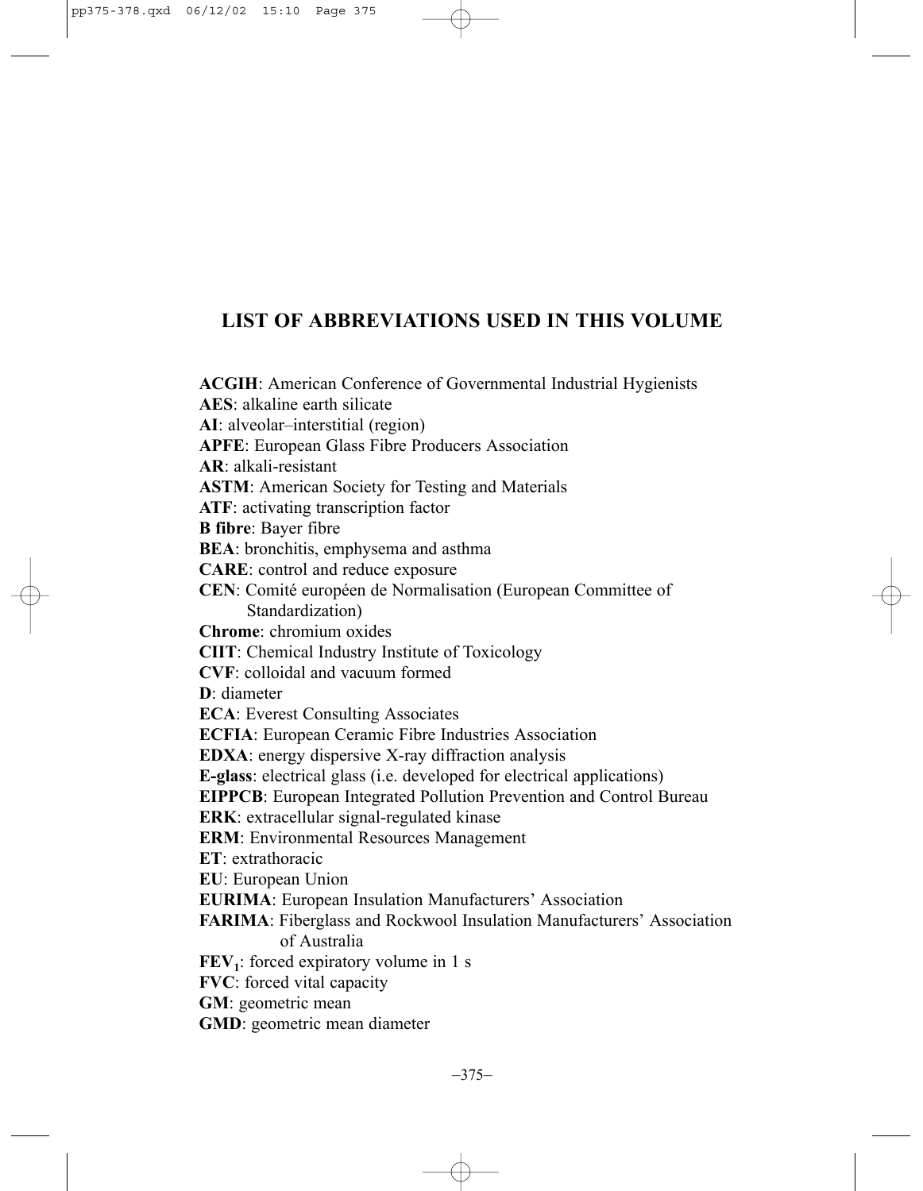# LIST OF ABBREVIATIONS USED IN THIS VOLUME

**ACGIH**: American Conference of Governmental Industrial Hygienists
**AES**: alkaline earth silicate
**AI**: alveolar–interstitial (region)
**APFE**: European Glass Fibre Producers Association
**AR**: alkali-resistant
**ASTM**: American Society for Testing and Materials
**ATF**: activating transcription factor
**B fibre**: Bayer fibre
**BEA**: bronchitis, emphysema and asthma
**CARE**: control and reduce exposure
**CEN**: Comité européen de Normalisation (European Committee of Standardization)
**Chrome**: chromium oxides
**CIIT**: Chemical Industry Institute of Toxicology
**CVF**: colloidal and vacuum formed
**D**: diameter
**ECA**: Everest Consulting Associates
**ECFIA**: European Ceramic Fibre Industries Association
**EDXA**: energy dispersive X-ray diffraction analysis
**E-glass**: electrical glass (i.e. developed for electrical applications)
**EIPPCB**: European Integrated Pollution Prevention and Control Bureau
**ERK**: extracellular signal-regulated kinase
**ERM**: Environmental Resources Management
**ET**: extrathoracic
**EU**: European Union
**EURIMA**: European Insulation Manufacturers' Association
**FARIMA**: Fiberglass and Rockwool Insulation Manufacturers' Association of Australia
**$FEV_1$**: forced expiratory volume in 1 s
**FVC**: forced vital capacity
**GM**: geometric mean
**GMD**: geometric mean diameter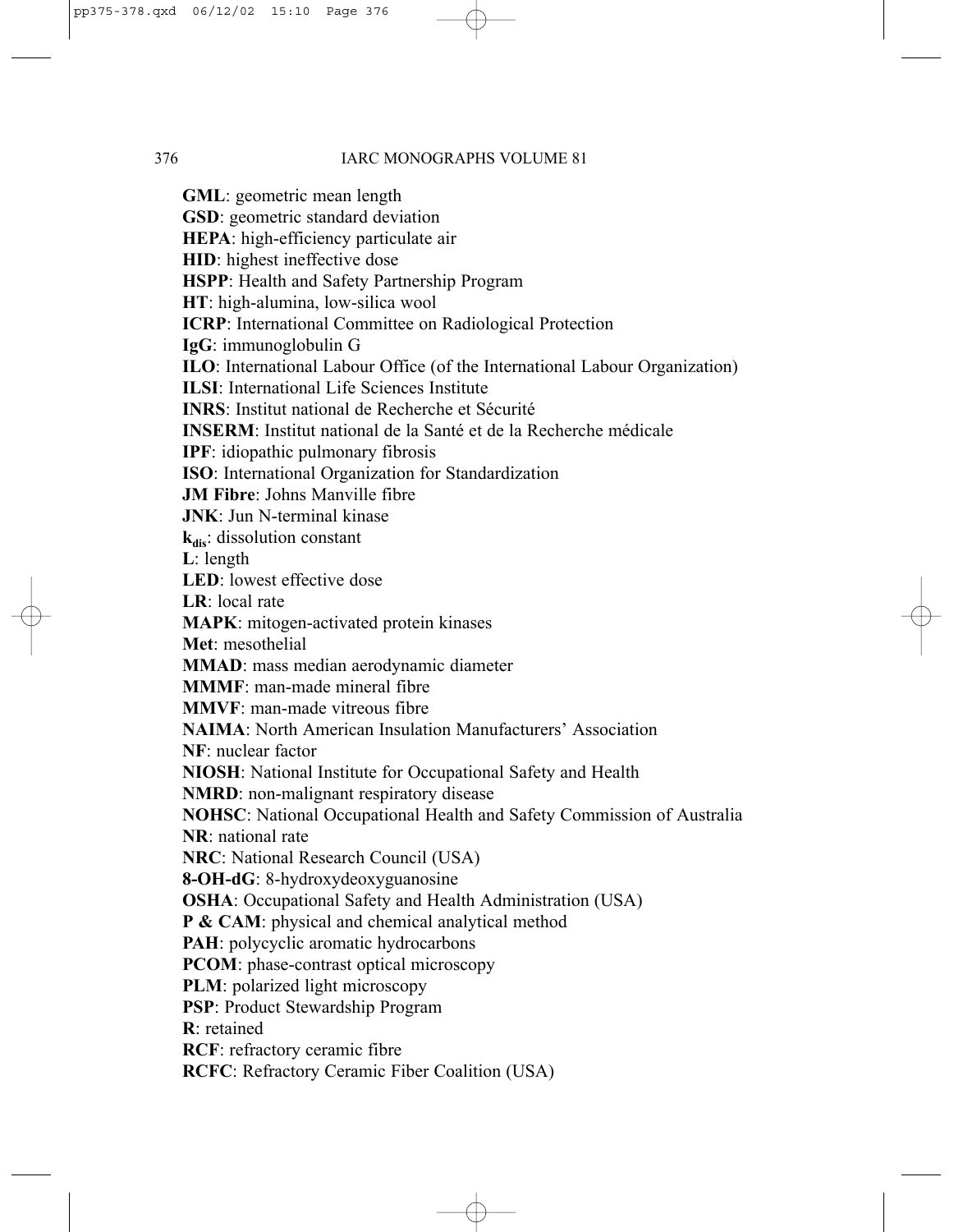**GML**: geometric mean length
**GSD**: geometric standard deviation
**HEPA**: high-efficiency particulate air
**HID**: highest ineffective dose
**HSPP**: Health and Safety Partnership Program
**HT**: high-alumina, low-silica wool
**ICRP**: International Committee on Radiological Protection
**IgG**: immunoglobulin G
**ILO**: International Labour Office (of the International Labour Organization)
**ILSI**: International Life Sciences Institute
**INRS**: Institut national de Recherche et Sécurité
**INSERM**: Institut national de la Santé et de la Recherche médicale
**IPF**: idiopathic pulmonary fibrosis
**ISO**: International Organization for Standardization
**JM Fibre**: Johns Manville fibre
**JNK**: Jun N-terminal kinase
**$k_{dis}$**: dissolution constant
**L**: length
**LED**: lowest effective dose
**LR**: local rate
**MAPK**: mitogen-activated protein kinases
**Met**: mesothelial
**MMAD**: mass median aerodynamic diameter
**MMMF**: man-made mineral fibre
**MMVF**: man-made vitreous fibre
**NAIMA**: North American Insulation Manufacturers' Association
**NF**: nuclear factor
**NIOSH**: National Institute for Occupational Safety and Health
**NMRD**: non-malignant respiratory disease
**NOHSC**: National Occupational Health and Safety Commission of Australia
**NR**: national rate
**NRC**: National Research Council (USA)
**8-OH-dG**: 8-hydroxydeoxyguanosine
**OSHA**: Occupational Safety and Health Administration (USA)
**P & CAM**: physical and chemical analytical method
**PAH**: polycyclic aromatic hydrocarbons
**PCOM**: phase-contrast optical microscopy
**PLM**: polarized light microscopy
**PSP**: Product Stewardship Program
**R**: retained
**RCF**: refractory ceramic fibre
**RCFC**: Refractory Ceramic Fiber Coalition (USA)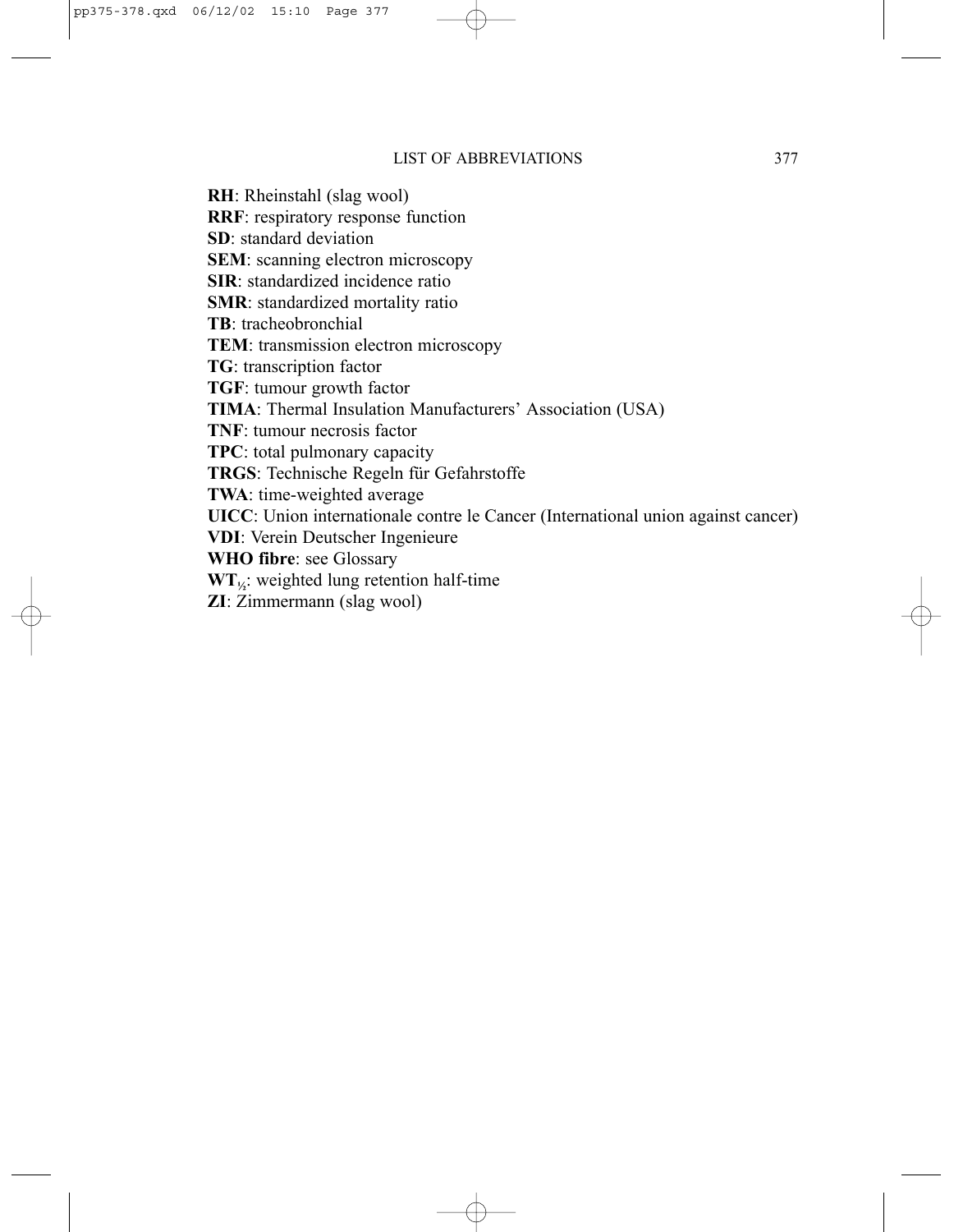**RH**: Rheinstahl (slag wool)
**RRF**: respiratory response function
**SD**: standard deviation
**SEM**: scanning electron microscopy
**SIR**: standardized incidence ratio
**SMR**: standardized mortality ratio
**TB**: tracheobronchial
**TEM**: transmission electron microscopy
**TG**: transcription factor
**TGF**: tumour growth factor
**TIMA**: Thermal Insulation Manufacturers' Association (USA)
**TNF**: tumour necrosis factor
**TPC**: total pulmonary capacity
**TRGS**: Technische Regeln für Gefahrstoffe
**TWA**: time-weighted average
**UICC**: Union internationale contre le Cancer (International union against cancer)
**VDI**: Verein Deutscher Ingenieure
**WHO fibre**: see Glossary
**$WT_{½}$**: weighted lung retention half-time
**ZI**: Zimmermann (slag wool)